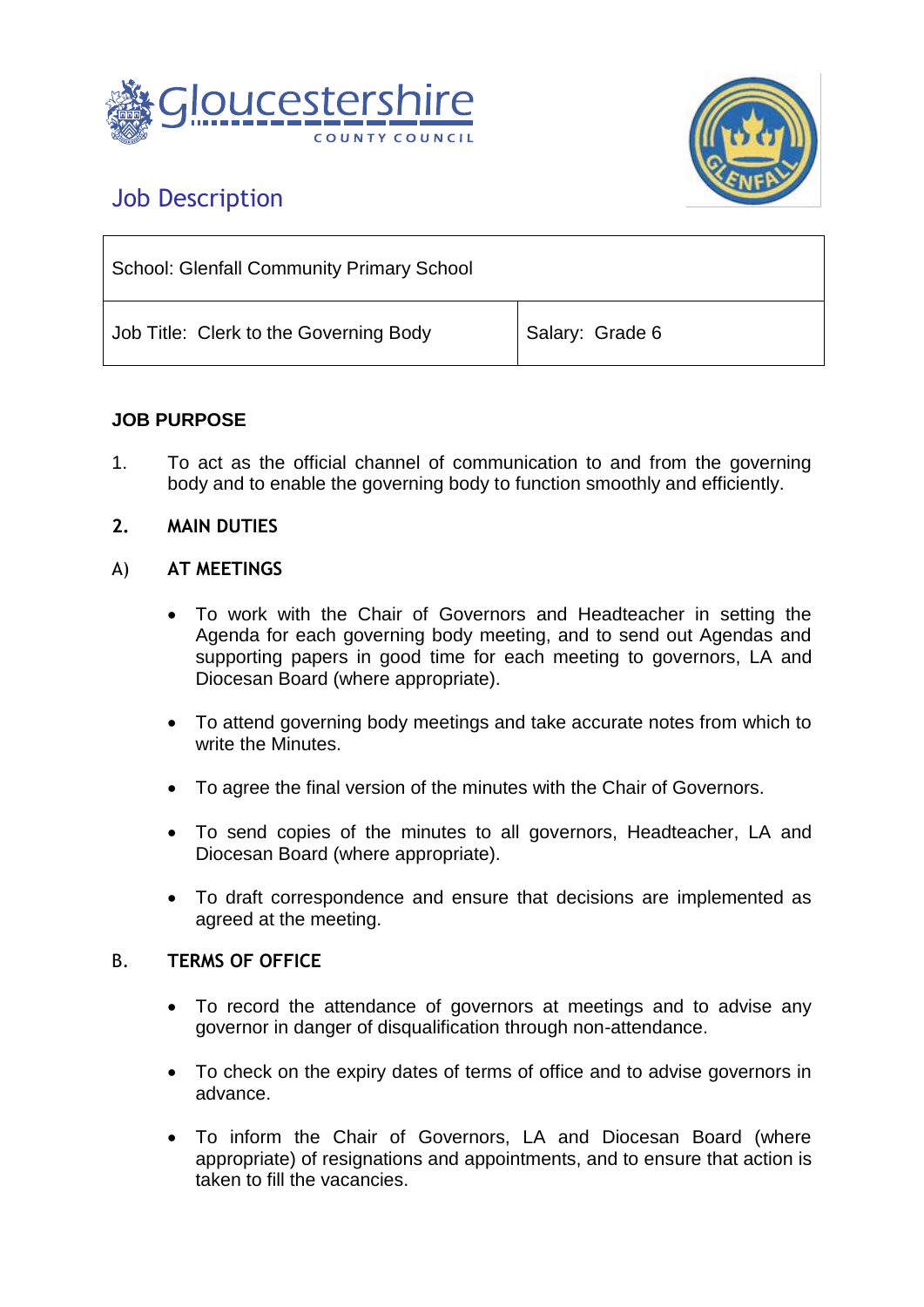Gloucestershire COUNTY COUNCIL

# Job Description

| School: Glenfall Community Primary School | |
|---|---|
| Job Title: Clerk to the Governing Body | Salary: Grade 6 |

## JOB PURPOSE

1. To act as the official channel of communication to and from the governing body and to enable the governing body to function smoothly and efficiently.

## 2. MAIN DUTIES

### A) AT MEETINGS

- To work with the Chair of Governors and Headteacher in setting the Agenda for each governing body meeting, and to send out Agendas and supporting papers in good time for each meeting to governors, LA and Diocesan Board (where appropriate).
- To attend governing body meetings and take accurate notes from which to write the Minutes.
- To agree the final version of the minutes with the Chair of Governors.
- To send copies of the minutes to all governors, Headteacher, LA and Diocesan Board (where appropriate).
- To draft correspondence and ensure that decisions are implemented as agreed at the meeting.

### B. TERMS OF OFFICE

- To record the attendance of governors at meetings and to advise any governor in danger of disqualification through non-attendance.
- To check on the expiry dates of terms of office and to advise governors in advance.
- To inform the Chair of Governors, LA and Diocesan Board (where appropriate) of resignations and appointments, and to ensure that action is taken to fill the vacancies.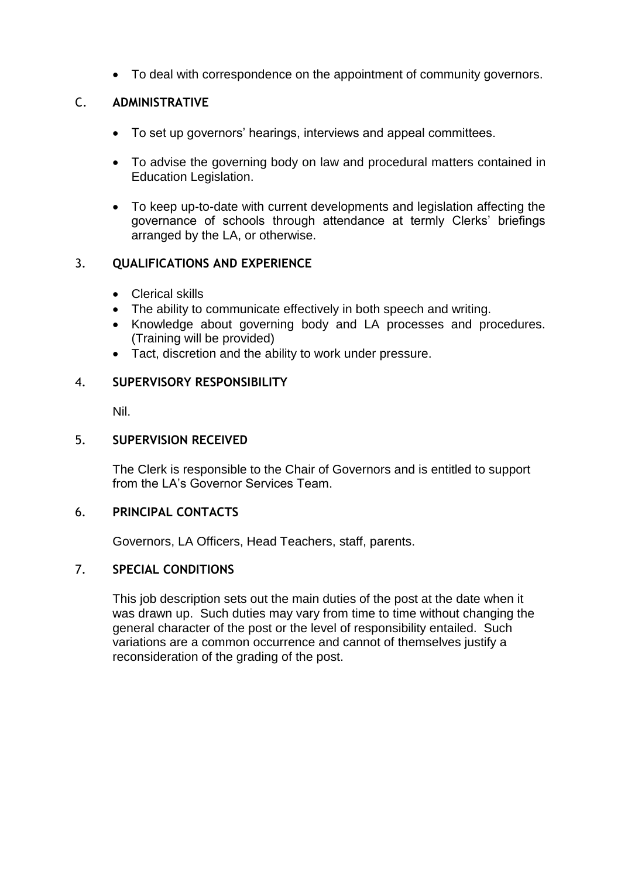- To deal with correspondence on the appointment of community governors.

## C. ADMINISTRATIVE

- To set up governors' hearings, interviews and appeal committees.
- To advise the governing body on law and procedural matters contained in Education Legislation.
- To keep up-to-date with current developments and legislation affecting the governance of schools through attendance at termly Clerks' briefings arranged by the LA, or otherwise.

## 3. QUALIFICATIONS AND EXPERIENCE

- Clerical skills
- The ability to communicate effectively in both speech and writing.
- Knowledge about governing body and LA processes and procedures. (Training will be provided)
- Tact, discretion and the ability to work under pressure.

## 4. SUPERVISORY RESPONSIBILITY

Nil.

## 5. SUPERVISION RECEIVED

The Clerk is responsible to the Chair of Governors and is entitled to support from the LA's Governor Services Team.

## 6. PRINCIPAL CONTACTS

Governors, LA Officers, Head Teachers, staff, parents.

## 7. SPECIAL CONDITIONS

This job description sets out the main duties of the post at the date when it was drawn up. Such duties may vary from time to time without changing the general character of the post or the level of responsibility entailed. Such variations are a common occurrence and cannot of themselves justify a reconsideration of the grading of the post.